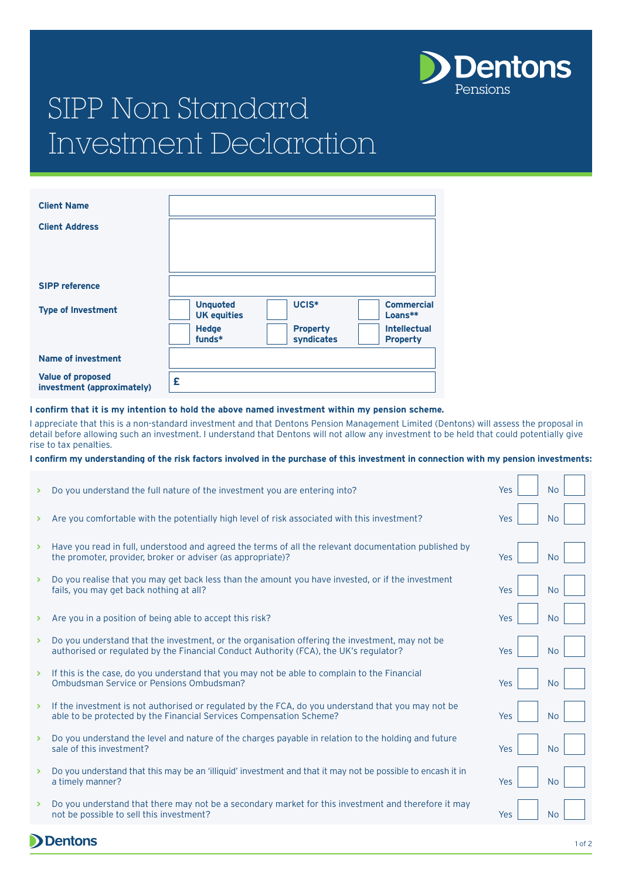# SIPP Non Standard Investment Declaration

Dentons Pensions

| | |
|---|---|
| **Client Name** | |
| **Client Address** | |
| **SIPP reference** | |
| **Type of Investment** | ☐ **Unquoted UK equities** ☐ **UCIS*** ☐ **Commercial Loans**** ☐ **Hedge funds*** ☐ **Property syndicates** ☐ **Intellectual Property** |
| **Name of investment** | |
| **Value of proposed investment (approximately)** | £ |

**I confirm that it is my intention to hold the above named investment within my pension scheme.**

I appreciate that this is a non-standard investment and that Dentons Pension Management Limited (Dentons) will assess the proposal in detail before allowing such an investment. I understand that Dentons will not allow any investment to be held that could potentially give rise to tax penalties.

**I confirm my understanding of the risk factors involved in the purchase of this investment in connection with my pension investments:**

| Question | Yes | No |
|---|---|---|
| › Do you understand the full nature of the investment you are entering into? | ☐ | ☐ |
| › Are you comfortable with the potentially high level of risk associated with this investment? | ☐ | ☐ |
| › Have you read in full, understood and agreed the terms of all the relevant documentation published by the promoter, provider, broker or adviser (as appropriate)? | ☐ | ☐ |
| › Do you realise that you may get back less than the amount you have invested, or if the investment fails, you may get back nothing at all? | ☐ | ☐ |
| › Are you in a position of being able to accept this risk? | ☐ | ☐ |
| › Do you understand that the investment, or the organisation offering the investment, may not be authorised or regulated by the Financial Conduct Authority (FCA), the UK's regulator? | ☐ | ☐ |
| › If this is the case, do you understand that you may not be able to complain to the Financial Ombudsman Service or Pensions Ombudsman? | ☐ | ☐ |
| › If the investment is not authorised or regulated by the FCA, do you understand that you may not be able to be protected by the Financial Services Compensation Scheme? | ☐ | ☐ |
| › Do you understand the level and nature of the charges payable in relation to the holding and future sale of this investment? | ☐ | ☐ |
| › Do you understand that this may be an 'illiquid' investment and that it may not be possible to encash it in a timely manner? | ☐ | ☐ |
| › Do you understand that there may not be a secondary market for this investment and therefore it may not be possible to sell this investment? | ☐ | ☐ |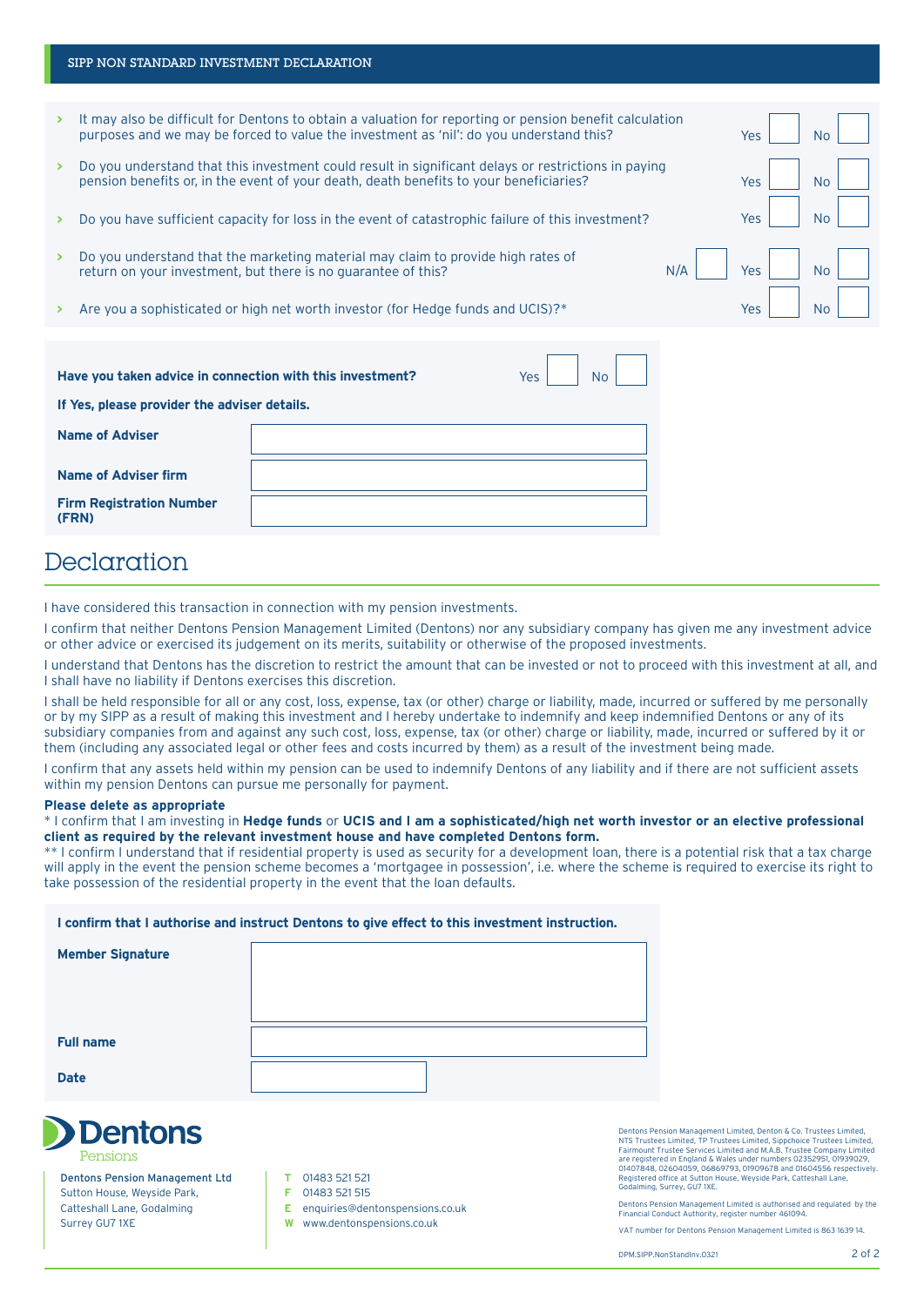SIPP NON STANDARD INVESTMENT DECLARATION

- It may also be difficult for Dentons to obtain a valuation for reporting or pension benefit calculation purposes and we may be forced to value the investment as 'nil': do you understand this? Yes ☐ No ☐
- Do you understand that this investment could result in significant delays or restrictions in paying pension benefits or, in the event of your death, death benefits to your beneficiaries? Yes ☐ No ☐
- Do you have sufficient capacity for loss in the event of catastrophic failure of this investment? Yes ☐ No ☐
- Do you understand that the marketing material may claim to provide high rates of return on your investment, but there is no guarantee of this? N/A ☐ Yes ☐ No ☐
- Are you a sophisticated or high net worth investor (for Hedge funds and UCIS)?* Yes ☐ No ☐

**Have you taken advice in connection with this investment?** Yes ☐ No ☐

**If Yes, please provider the adviser details.**

| | |
|---|---|
| **Name of Adviser** | |
| **Name of Adviser firm** | |
| **Firm Registration Number (FRN)** | |

# Declaration

I have considered this transaction in connection with my pension investments.

I confirm that neither Dentons Pension Management Limited (Dentons) nor any subsidiary company has given me any investment advice or other advice or exercised its judgement on its merits, suitability or otherwise of the proposed investments.

I understand that Dentons has the discretion to restrict the amount that can be invested or not to proceed with this investment at all, and I shall have no liability if Dentons exercises this discretion.

I shall be held responsible for all or any cost, loss, expense, tax (or other) charge or liability, made, incurred or suffered by me personally or by my SIPP as a result of making this investment and I hereby undertake to indemnify and keep indemnified Dentons or any of its subsidiary companies from and against any such cost, loss, expense, tax (or other) charge or liability, made, incurred or suffered by it or them (including any associated legal or other fees and costs incurred by them) as a result of the investment being made.

I confirm that any assets held within my pension can be used to indemnify Dentons of any liability and if there are not sufficient assets within my pension Dentons can pursue me personally for payment.

**Please delete as appropriate**

* I confirm that I am investing in **Hedge funds** or **UCIS and I am a sophisticated/high net worth investor or an elective professional client as required by the relevant investment house and have completed Dentons form.**

** I confirm I understand that if residential property is used as security for a development loan, there is a potential risk that a tax charge will apply in the event the pension scheme becomes a 'mortgagee in possession', i.e. where the scheme is required to exercise its right to take possession of the residential property in the event that the loan defaults.

**I confirm that I authorise and instruct Dentons to give effect to this investment instruction.**

| | |
|---|---|
| **Member Signature** | |
| **Full name** | |
| **Date** | |

Dentons Pensions

Dentons Pension Management Ltd
Sutton House, Weyside Park,
Catteshall Lane, Godalming
Surrey GU7 1XE

T 01483 521 521
F 01483 521 515
E enquiries@dentonspensions.co.uk
W www.dentonspensions.co.uk

Dentons Pension Management Limited, Denton & Co. Trustees Limited, NTS Trustees Limited, TP Trustees Limited, Sippchoice Trustees Limited, Fairmount Trustee Services Limited and M.A.B. Trustee Company Limited are registered in England & Wales under numbers 02352951, 01939029, 01407848, 02604059, 06869793, 01909678 and 01604556 respectively. Registered office at Sutton House, Weyside Park, Catteshall Lane, Godalming, Surrey, GU7 1XE.

Dentons Pension Management Limited is authorised and regulated by the Financial Conduct Authority, register number 461094.

VAT number for Dentons Pension Management Limited is 863 1639 14.

DPM.SIPP.NonStandInv.0321